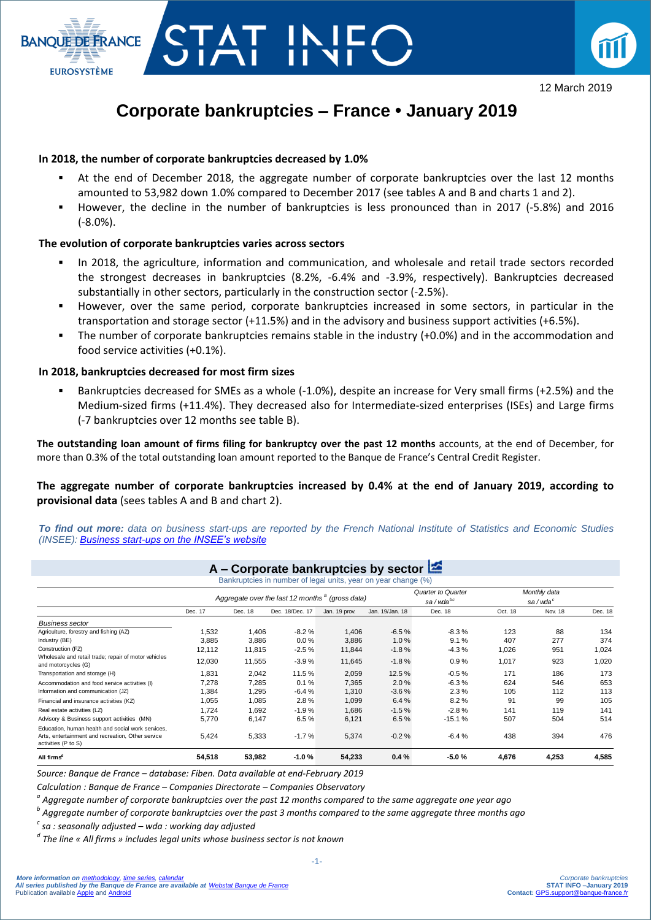12 March 2019

# Corporate bankruptcies – France • January 2019

### In 2018, the number of corporate bankruptcies decreased by 1.0%

- At the end of December 2018, the aggregate number of corporate bankruptcies over the last 12 months amounted to 53,982 down 1.0% compared to December 2017 (see tables A and B and charts 1 and 2).
- However, the decline in the number of bankruptcies is less pronounced than in 2017 (-5.8%) and 2016 (-8.0%).

### The evolution of corporate bankruptcies varies across sectors

- In 2018, the agriculture, information and communication, and wholesale and retail trade sectors recorded the strongest decreases in bankruptcies (8.2%, -6.4% and -3.9%, respectively). Bankruptcies decreased substantially in other sectors, particularly in the construction sector (-2.5%).
- However, over the same period, corporate bankruptcies increased in some sectors, in particular in the transportation and storage sector (+11.5%) and in the advisory and business support activities (+6.5%).
- The number of corporate bankruptcies remains stable in the industry (+0.0%) and in the accommodation and food service activities (+0.1%).

### In 2018, bankruptcies decreased for most firm sizes

- Bankruptcies decreased for SMEs as a whole (-1.0%), despite an increase for Very small firms (+2.5%) and the Medium-sized firms (+11.4%). They decreased also for Intermediate-sized enterprises (ISEs) and Large firms (-7 bankruptcies over 12 months see table B).

**The outstanding loan amount of firms filing for bankruptcy over the past 12 months** accounts, at the end of December, for more than 0.3% of the total outstanding loan amount reported to the Banque de France's Central Credit Register.

**The aggregate number of corporate bankruptcies increased by 0.4% at the end of January 2019, according to provisional data** (sees tables A and B and chart 2).

***To find out more:** data on business start-ups are reported by the French National Institute of Statistics and Economic Studies (INSEE): Business start-ups on the INSEE's website*

## A – Corporate bankruptcies by sector

Bankruptcies in number of legal units, year on year change (%)

| | Aggregate over the last 12 months [a] (gross data) | | | | | Quarter to Quarter sa / wda [bc] | Monthly data sa / wda [c] | | |
|---|---|---|---|---|---|---|---|---|---|
| | Dec. 17 | Dec. 18 | Dec. 18/Dec. 17 | Jan. 19 prov. | Jan. 19/Jan. 18 | Dec. 18 | Oct. 18 | Nov. 18 | Dec. 18 |
| *Business sector* | | | | | | | | | |
| Agriculture, forestry and fishing (AZ) | 1,532 | 1,406 | -8.2 % | 1,406 | -6.5 % | -8.3 % | 123 | 88 | 134 |
| Industry (BE) | 3,885 | 3,886 | 0.0 % | 3,886 | 1.0 % | 9.1 % | 407 | 277 | 374 |
| Construction (FZ) | 12,112 | 11,815 | -2.5 % | 11,844 | -1.8 % | -4.3 % | 1,026 | 951 | 1,024 |
| Wholesale and retail trade; repair of motor vehicles and motorcycles (G) | 12,030 | 11,555 | -3.9 % | 11,645 | -1.8 % | 0.9 % | 1,017 | 923 | 1,020 |
| Transportation and storage (H) | 1,831 | 2,042 | 11.5 % | 2,059 | 12.5 % | -0.5 % | 171 | 186 | 173 |
| Accommodation and food service activities (I) | 7,278 | 7,285 | 0.1 % | 7,365 | 2.0 % | -6.3 % | 624 | 546 | 653 |
| Information and communication (JZ) | 1,384 | 1,295 | -6.4 % | 1,310 | -3.6 % | 2.3 % | 105 | 112 | 113 |
| Financial and insurance activities (KZ) | 1,055 | 1,085 | 2.8 % | 1,099 | 6.4 % | 8.2 % | 91 | 99 | 105 |
| Real estate activities (LZ) | 1,724 | 1,692 | -1.9 % | 1,686 | -1.5 % | -2.8 % | 141 | 119 | 141 |
| Advisory & Business support activities (MN) | 5,770 | 6,147 | 6.5 % | 6,121 | 6.5 % | -15.1 % | 507 | 504 | 514 |
| Education, human health and social work services, Arts, entertainment and recreation, Other service activities (P to S) | 5,424 | 5,333 | -1.7 % | 5,374 | -0.2 % | -6.4 % | 438 | 394 | 476 |
| **All firms[d]** | **54,518** | **53,982** | **-1.0 %** | **54,233** | **0.4 %** | **-5.0 %** | **4,676** | **4,253** | **4,585** |

*Source: Banque de France – database: Fiben. Data available at end-February 2019*

*Calculation : Banque de France – Companies Directorate – Companies Observatory*

*[a] Aggregate number of corporate bankruptcies over the past 12 months compared to the same aggregate one year ago*

*[b] Aggregate number of corporate bankruptcies over the past 3 months compared to the same aggregate three months ago*

*[c] sa : seasonally adjusted – wda : working day adjusted*

*[d] The line « All firms » includes legal units whose business sector is not known*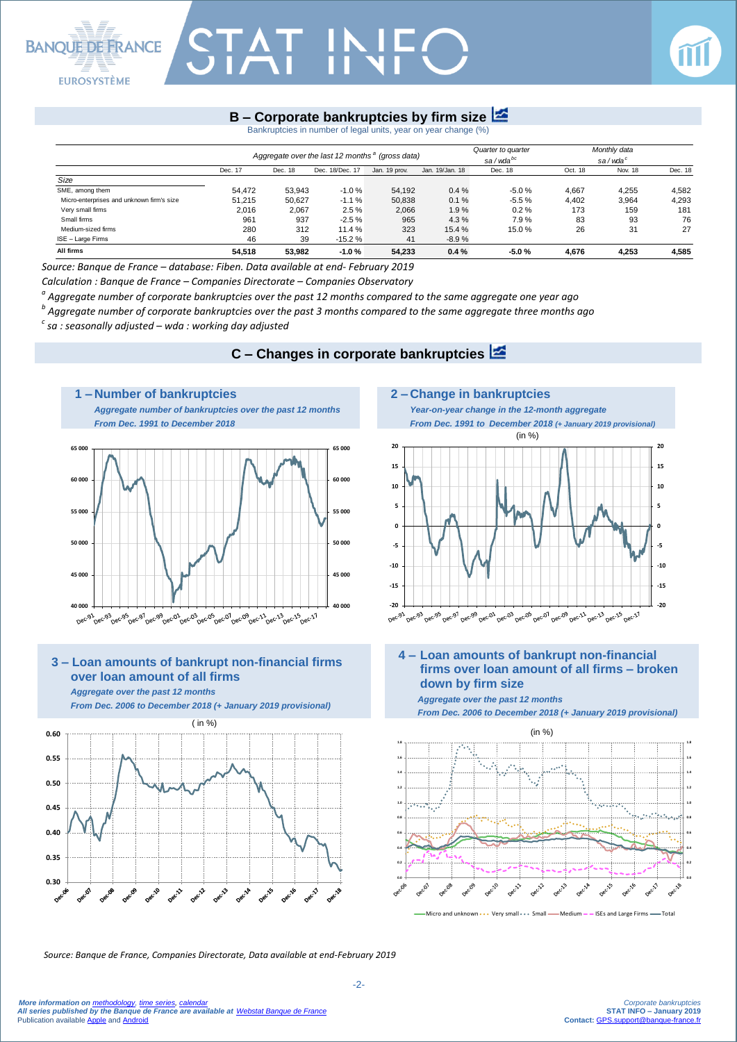## B – Corporate bankruptcies by firm size

Bankruptcies in number of legal units, year on year change (%)

| | Aggregate over the last 12 months [a] (gross data) | | | | | Quarter to quarter sa / wda [bc] | Monthly data sa / wda [c] | | |
|---|---|---|---|---|---|---|---|---|---|
| | Dec. 17 | Dec. 18 | Dec. 18/Dec. 17 | Jan. 19 prov. | Jan. 19/Jan. 18 | Dec. 18 | Oct. 18 | Nov. 18 | Dec. 18 |
| *Size* | | | | | | | | | |
| SME, among them | 54,472 | 53,943 | -1.0 % | 54,192 | 0.4 % | -5.0 % | 4,667 | 4,255 | 4,582 |
| Micro-enterprises and unknown firm's size | 51,215 | 50,627 | -1.1 % | 50,838 | 0.1 % | -5.5 % | 4,402 | 3,964 | 4,293 |
| Very small firms | 2,016 | 2,067 | 2.5 % | 2,066 | 1.9 % | 0.2 % | 173 | 159 | 181 |
| Small firms | 961 | 937 | -2.5 % | 965 | 4.3 % | 7.9 % | 83 | 93 | 76 |
| Medium-sized firms | 280 | 312 | 11.4 % | 323 | 15.4 % | 15.0 % | 26 | 31 | 27 |
| ISE – Large Firms | 46 | 39 | -15.2 % | 41 | -8.9 % | | | | |
| **All firms** | **54,518** | **53,982** | **-1.0 %** | **54,233** | **0.4 %** | **-5.0 %** | **4,676** | **4,253** | **4,585** |

*Source: Banque de France – database: Fiben. Data available at end- February 2019*

*Calculation : Banque de France – Companies Directorate – Companies Observatory*

*[a] Aggregate number of corporate bankruptcies over the past 12 months compared to the same aggregate one year ago*

*[b] Aggregate number of corporate bankruptcies over the past 3 months compared to the same aggregate three months ago*

*[c] sa : seasonally adjusted – wda : working day adjusted*

## C – Changes in corporate bankruptcies

### 1 – Number of bankruptcies

*Aggregate number of bankruptcies over the past 12 months*

*From Dec. 1991 to December 2018*

65 000
60 000
55 000
50 000
45 000
40 000
Dec-91 Dec-93 Dec-95 Dec-97 Dec-99 Dec-01 Dec-03 Dec-05 Dec-07 Dec-09 Dec-11 Dec-13 Dec-15 Dec-17

### 2 – Change in bankruptcies

*Year-on-year change in the 12-month aggregate*

*From Dec. 1991 to December 2018 (+ January 2019 provisional)*

(in %)

20
15
10
5
0
-5
-10
-15
-20
Dec-91 Dec-93 Dec-95 Dec-97 Dec-99 Dec-01 Dec-03 Dec-05 Dec-07 Dec-09 Dec-11 Dec-13 Dec-15 Dec-17

### 3 – Loan amounts of bankrupt non-financial firms over loan amount of all firms

*Aggregate over the past 12 months*

*From Dec. 2006 to December 2018 (+ January 2019 provisional)*

( in %)

0.60
0.55
0.50
0.45
0.40
0.35
0.30
Dec-06 Dec-07 Dec-08 Dec-09 Dec-10 Dec-11 Dec-12 Dec-13 Dec-14 Dec-15 Dec-16 Dec-17 Dec-18

### 4 – Loan amounts of bankrupt non-financial firms over loan amount of all firms – broken down by firm size

*Aggregate over the past 12 months*

*From Dec. 2006 to December 2018 (+ January 2019 provisional)*

(in %)

1.8
1.6
1.4
1.2
1.0
0.8
0.6
0.4
0.2
0.0
Dec-06 Dec-07 Dec-08 Dec-09 Dec-10 Dec-11 Dec-12 Dec-13 Dec-14 Dec-15 Dec-16 Dec-17 Dec-18

Micro and unknown · Very small · Small · Medium · ISEs and Large Firms · Total

*Source: Banque de France, Companies Directorate, Data available at end-February 2019*

*More information on methodology, time series, calendar*
*All series published by the Banque de France are available at Webstat Banque de France*
Publication available Apple and Android

*Corporate bankruptcies*
**STAT INFO – January 2019**
**Contact:** GPS.support@banque-france.fr